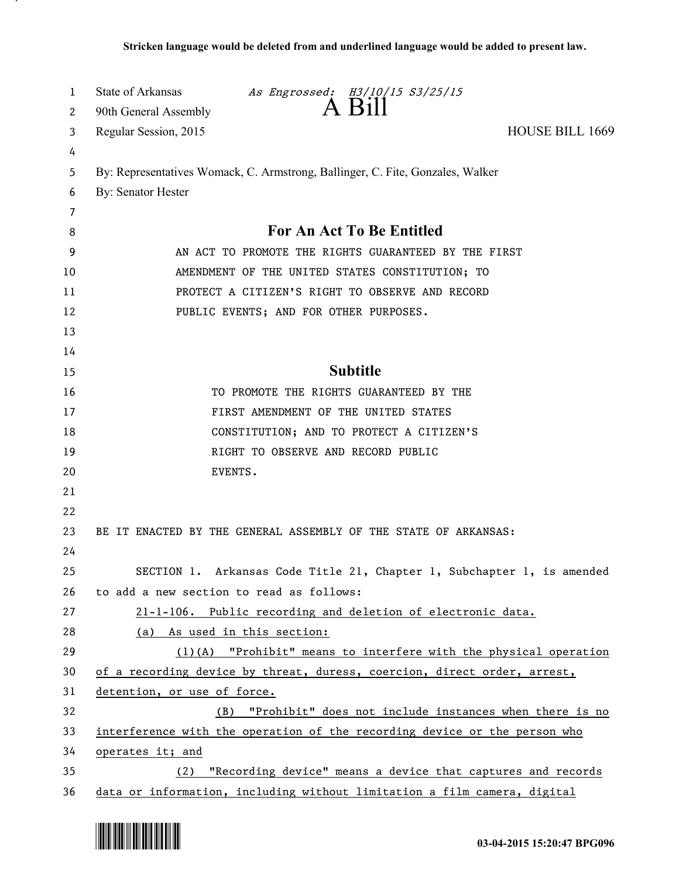**Stricken language would be deleted from and underlined language would be added to present law.**

State of Arkansas *As Engrossed: H3/10/15 S3/25/15*
90th General Assembly

# A Bill

Regular Session, 2015 HOUSE BILL 1669

By: Representatives Womack, C. Armstrong, Ballinger, C. Fite, Gonzales, Walker
By: Senator Hester

## For An Act To Be Entitled

AN ACT TO PROMOTE THE RIGHTS GUARANTEED BY THE FIRST AMENDMENT OF THE UNITED STATES CONSTITUTION; TO PROTECT A CITIZEN'S RIGHT TO OBSERVE AND RECORD PUBLIC EVENTS; AND FOR OTHER PURPOSES.

## Subtitle

TO PROMOTE THE RIGHTS GUARANTEED BY THE FIRST AMENDMENT OF THE UNITED STATES CONSTITUTION; AND TO PROTECT A CITIZEN'S RIGHT TO OBSERVE AND RECORD PUBLIC EVENTS.

BE IT ENACTED BY THE GENERAL ASSEMBLY OF THE STATE OF ARKANSAS:

SECTION 1. Arkansas Code Title 21, Chapter 1, Subchapter 1, is amended to add a new section to read as follows:

<u>21-1-106. Public recording and deletion of electronic data.</u>

<u>(a) As used in this section:</u>

<u>(1)(A) "Prohibit" means to interfere with the physical operation of a recording device by threat, duress, coercion, direct order, arrest, detention, or use of force.</u>

<u>(B) "Prohibit" does not include instances when there is no interference with the operation of the recording device or the person who operates it; and</u>

<u>(2) "Recording device" means a device that captures and records data or information, including without limitation a film camera, digital</u>

03-04-2015 15:20:47 BPG096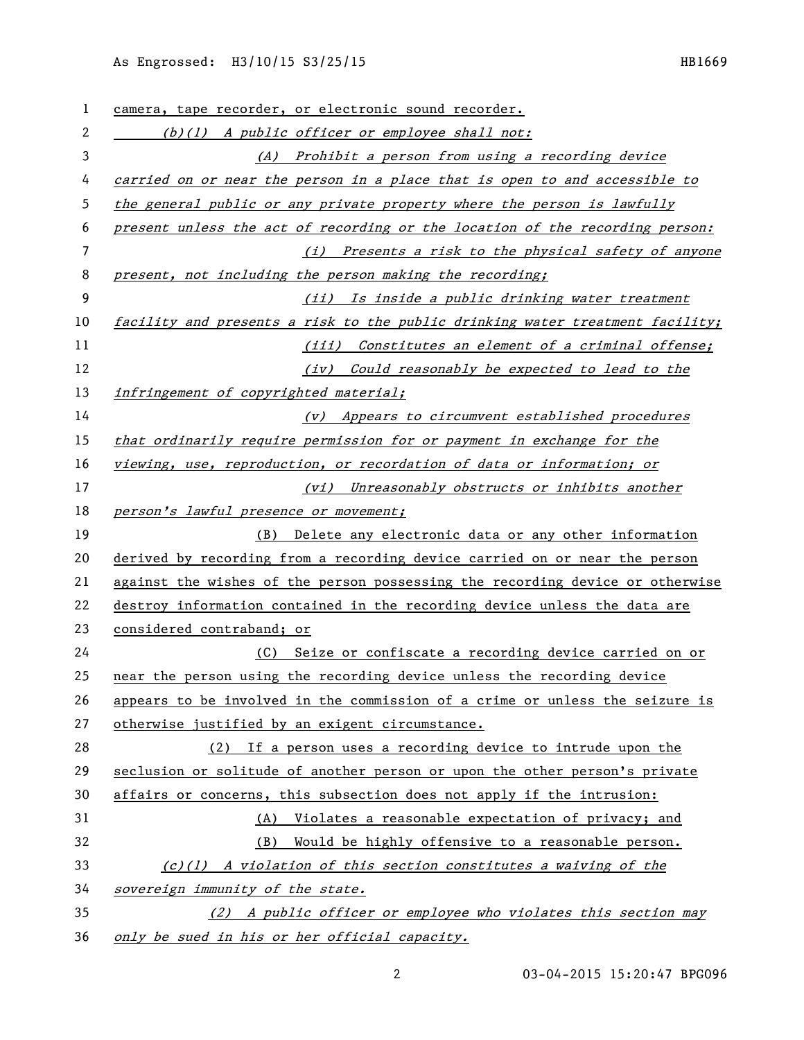camera, tape recorder, or electronic sound recorder.

*(b)(1) A public officer or employee shall not:*

*(A) Prohibit a person from using a recording device carried on or near the person in a place that is open to and accessible to the general public or any private property where the person is lawfully present unless the act of recording or the location of the recording person:*

*(i) Presents a risk to the physical safety of anyone present, not including the person making the recording;*

*(ii) Is inside a public drinking water treatment facility and presents a risk to the public drinking water treatment facility;*

*(iii) Constitutes an element of a criminal offense;*

*(iv) Could reasonably be expected to lead to the infringement of copyrighted material;*

*(v) Appears to circumvent established procedures that ordinarily require permission for or payment in exchange for the viewing, use, reproduction, or recordation of data or information; or*

*(vi) Unreasonably obstructs or inhibits another person's lawful presence or movement;*

(B) Delete any electronic data or any other information derived by recording from a recording device carried on or near the person against the wishes of the person possessing the recording device or otherwise destroy information contained in the recording device unless the data are considered contraband; or

(C) Seize or confiscate a recording device carried on or near the person using the recording device unless the recording device appears to be involved in the commission of a crime or unless the seizure is otherwise justified by an exigent circumstance.

(2) If a person uses a recording device to intrude upon the seclusion or solitude of another person or upon the other person's private affairs or concerns, this subsection does not apply if the intrusion:

(A) Violates a reasonable expectation of privacy; and

(B) Would be highly offensive to a reasonable person.

*(c)(1) A violation of this section constitutes a waiving of the sovereign immunity of the state.*

*(2) A public officer or employee who violates this section may only be sued in his or her official capacity.*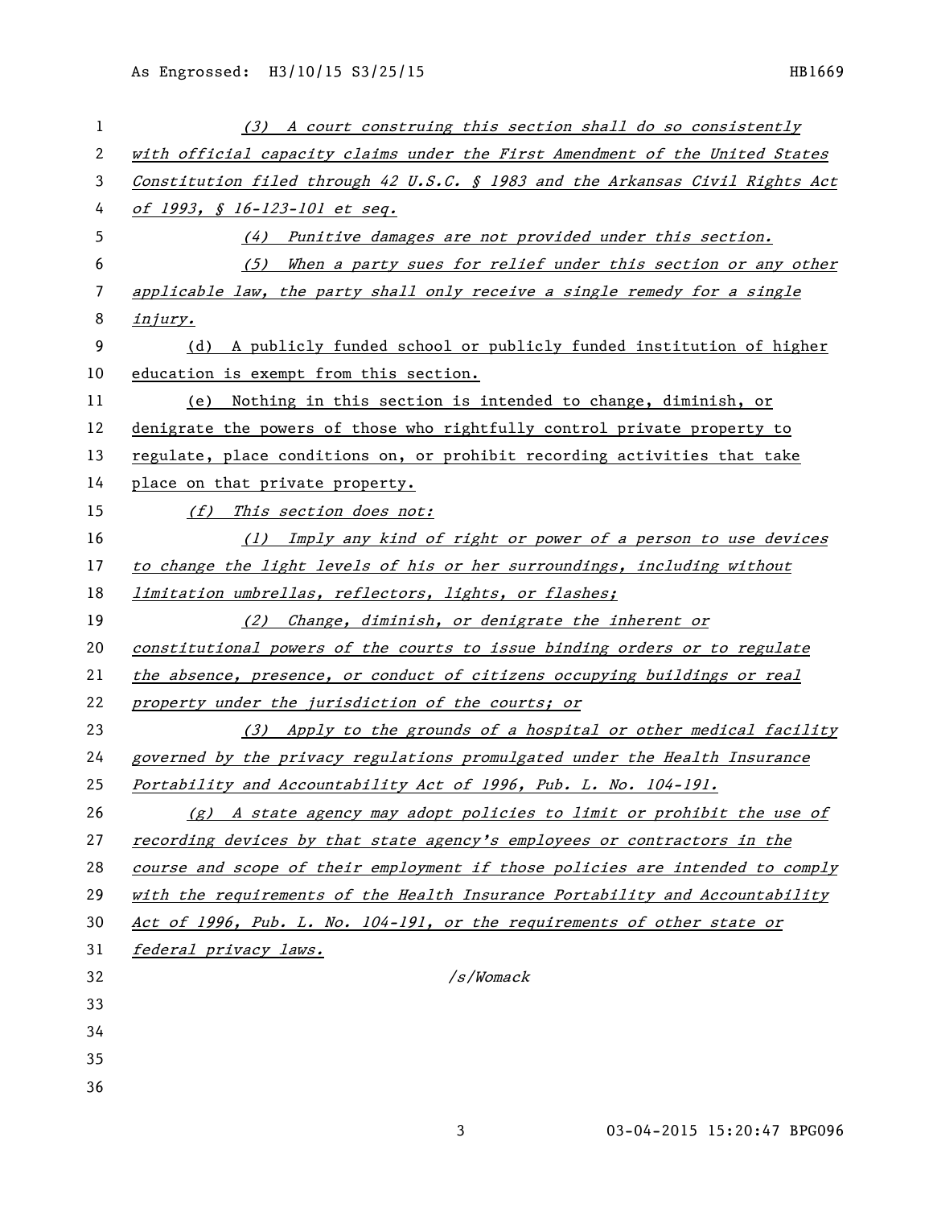(3) *A court construing this section shall do so consistently with official capacity claims under the First Amendment of the United States Constitution filed through 42 U.S.C. § 1983 and the Arkansas Civil Rights Act of 1993, § 16-123-101 et seq.*

(4) *Punitive damages are not provided under this section.*

(5) *When a party sues for relief under this section or any other applicable law, the party shall only receive a single remedy for a single injury.*

(d) A publicly funded school or publicly funded institution of higher education is exempt from this section.

(e) Nothing in this section is intended to change, diminish, or denigrate the powers of those who rightfully control private property to regulate, place conditions on, or prohibit recording activities that take place on that private property.

*(f) This section does not:*

*(1) Imply any kind of right or power of a person to use devices to change the light levels of his or her surroundings, including without limitation umbrellas, reflectors, lights, or flashes;*

*(2) Change, diminish, or denigrate the inherent or constitutional powers of the courts to issue binding orders or to regulate the absence, presence, or conduct of citizens occupying buildings or real property under the jurisdiction of the courts; or*

*(3) Apply to the grounds of a hospital or other medical facility governed by the privacy regulations promulgated under the Health Insurance Portability and Accountability Act of 1996, Pub. L. No. 104-191.*

*(g) A state agency may adopt policies to limit or prohibit the use of recording devices by that state agency's employees or contractors in the course and scope of their employment if those policies are intended to comply with the requirements of the Health Insurance Portability and Accountability Act of 1996, Pub. L. No. 104-191, or the requirements of other state or federal privacy laws.*

/s/Womack